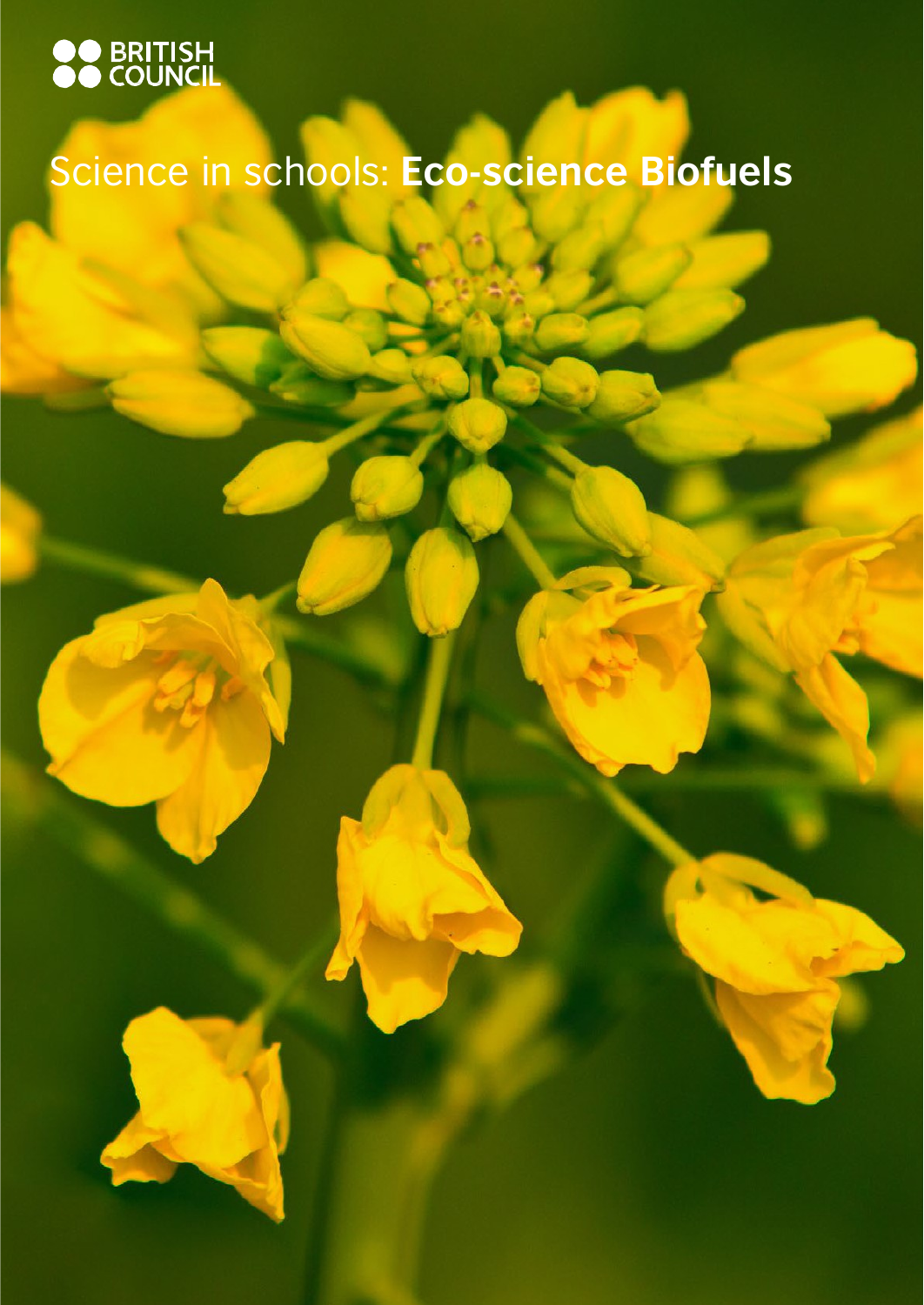BRITISH COUNCIL

# Science in schools: **Eco-science Biofuels**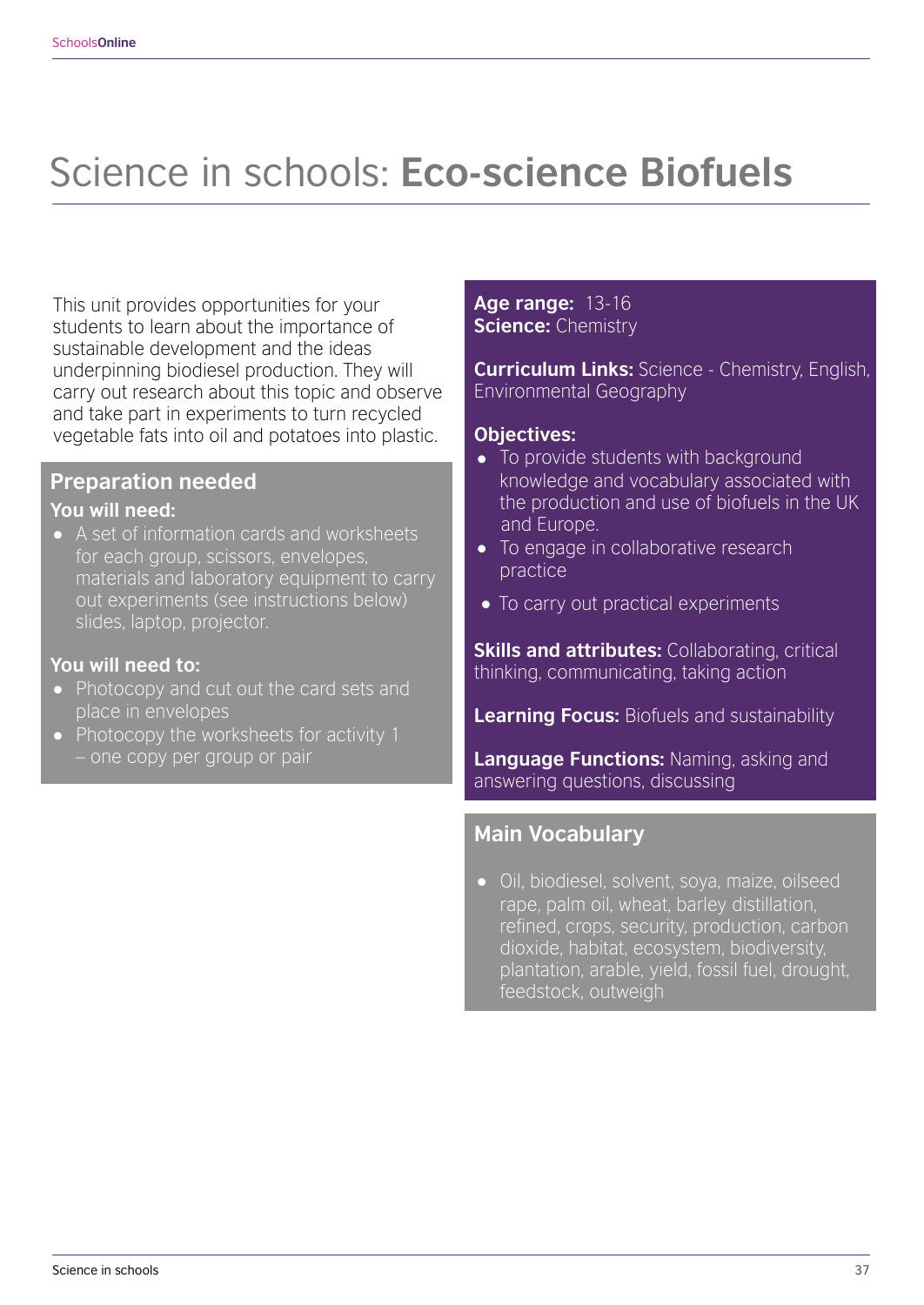# Science in schools: **Eco-science Biofuels**

This unit provides opportunities for your students to learn about the importance of sustainable development and the ideas underpinning biodiesel production. They will carry out research about this topic and observe and take part in experiments to turn recycled vegetable fats into oil and potatoes into plastic.

## Preparation needed

### You will need:

- A set of information cards and worksheets for each group, scissors, envelopes, materials and laboratory equipment to carry out experiments (see instructions below) slides, laptop, projector.

### You will need to:

- Photocopy and cut out the card sets and place in envelopes
- Photocopy the worksheets for activity 1 – one copy per group or pair

**Age range:** 13-16
**Science:** Chemistry

**Curriculum Links:** Science - Chemistry, English, Environmental Geography

**Objectives:**

- To provide students with background knowledge and vocabulary associated with the production and use of biofuels in the UK and Europe.
- To engage in collaborative research practice
- To carry out practical experiments

**Skills and attributes:** Collaborating, critical thinking, communicating, taking action

**Learning Focus:** Biofuels and sustainability

**Language Functions:** Naming, asking and answering questions, discussing

## Main Vocabulary

- Oil, biodiesel, solvent, soya, maize, oilseed rape, palm oil, wheat, barley distillation, refined, crops, security, production, carbon dioxide, habitat, ecosystem, biodiversity, plantation, arable, yield, fossil fuel, drought, feedstock, outweigh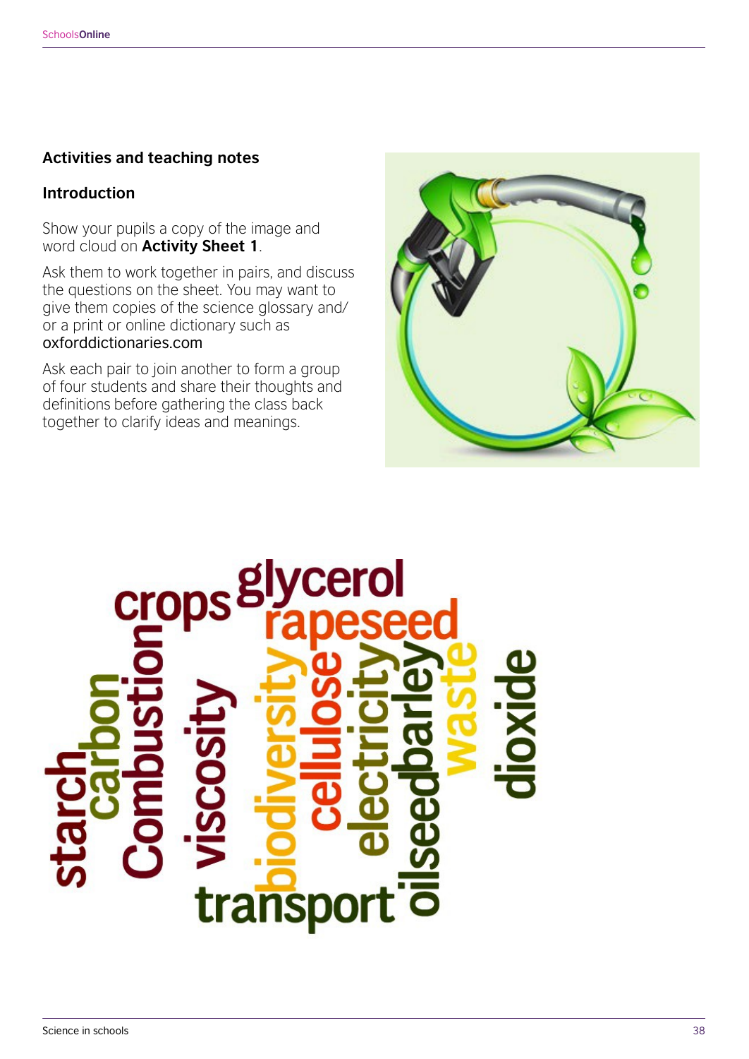## Activities and teaching notes

### Introduction

Show your pupils a copy of the image and word cloud on **Activity Sheet 1**.

Ask them to work together in pairs, and discuss the questions on the sheet. You may want to give them copies of the science glossary and/or a print or online dictionary such as oxforddictionaries.com

Ask each pair to join another to form a group of four students and share their thoughts and definitions before gathering the class back together to clarify ideas and meanings.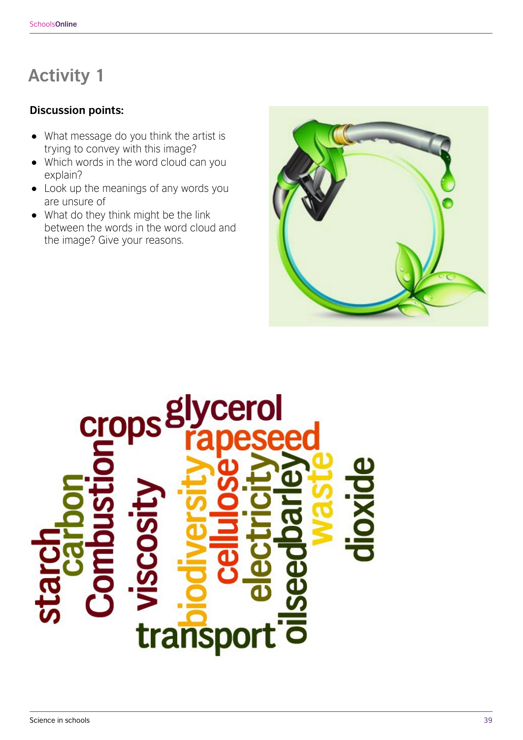# Activity 1

**Discussion points:**

- What message do you think the artist is trying to convey with this image?
- Which words in the word cloud can you explain?
- Look up the meanings of any words you are unsure of
- What do they think might be the link between the words in the word cloud and the image? Give your reasons.

crops glycerol rapeseed starch carbon Combustion viscosity biodiversity cellulose electricity oilseed barley waste dioxide transport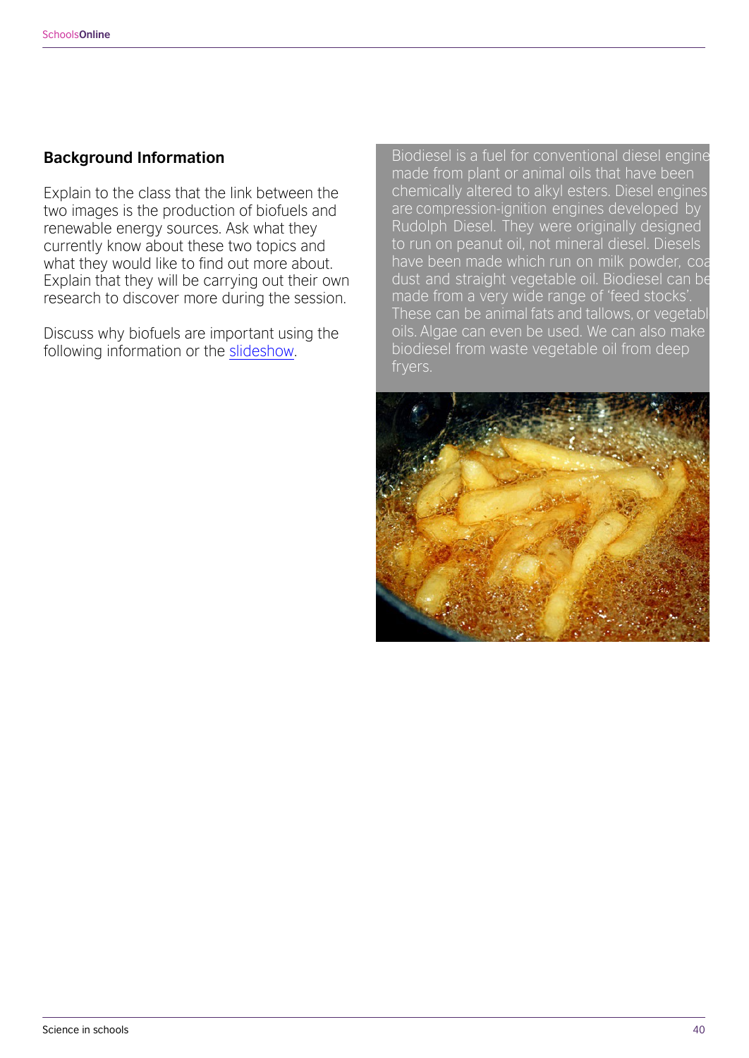## Background Information

Explain to the class that the link between the two images is the production of biofuels and renewable energy sources. Ask what they currently know about these two topics and what they would like to find out more about. Explain that they will be carrying out their own research to discover more during the session.

Discuss why biofuels are important using the following information or the slideshow.

Biodiesel is a fuel for conventional diesel engine made from plant or animal oils that have been chemically altered to alkyl esters. Diesel engines are compression-ignition engines developed by Rudolph Diesel. They were originally designed to run on peanut oil, not mineral diesel. Diesels have been made which run on milk powder, coal dust and straight vegetable oil. Biodiesel can be made from a very wide range of 'feed stocks'. These can be animal fats and tallows, or vegetable oils. Algae can even be used. We can also make biodiesel from waste vegetable oil from deep fryers.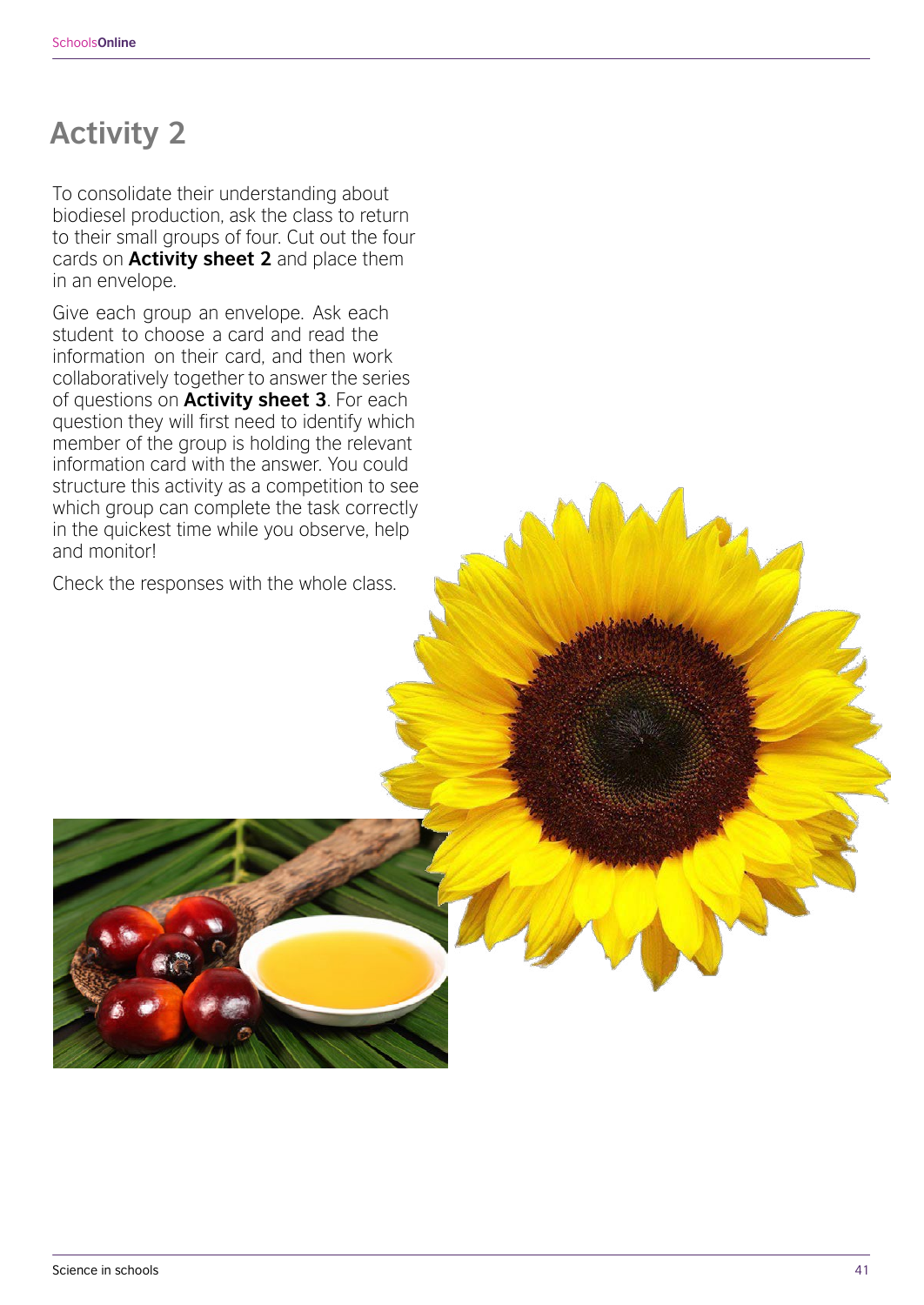# Activity 2

To consolidate their understanding about biodiesel production, ask the class to return to their small groups of four. Cut out the four cards on **Activity sheet 2** and place them in an envelope.

Give each group an envelope. Ask each student to choose a card and read the information on their card, and then work collaboratively together to answer the series of questions on **Activity sheet 3**. For each question they will first need to identify which member of the group is holding the relevant information card with the answer. You could structure this activity as a competition to see which group can complete the task correctly in the quickest time while you observe, help and monitor!

Check the responses with the whole class.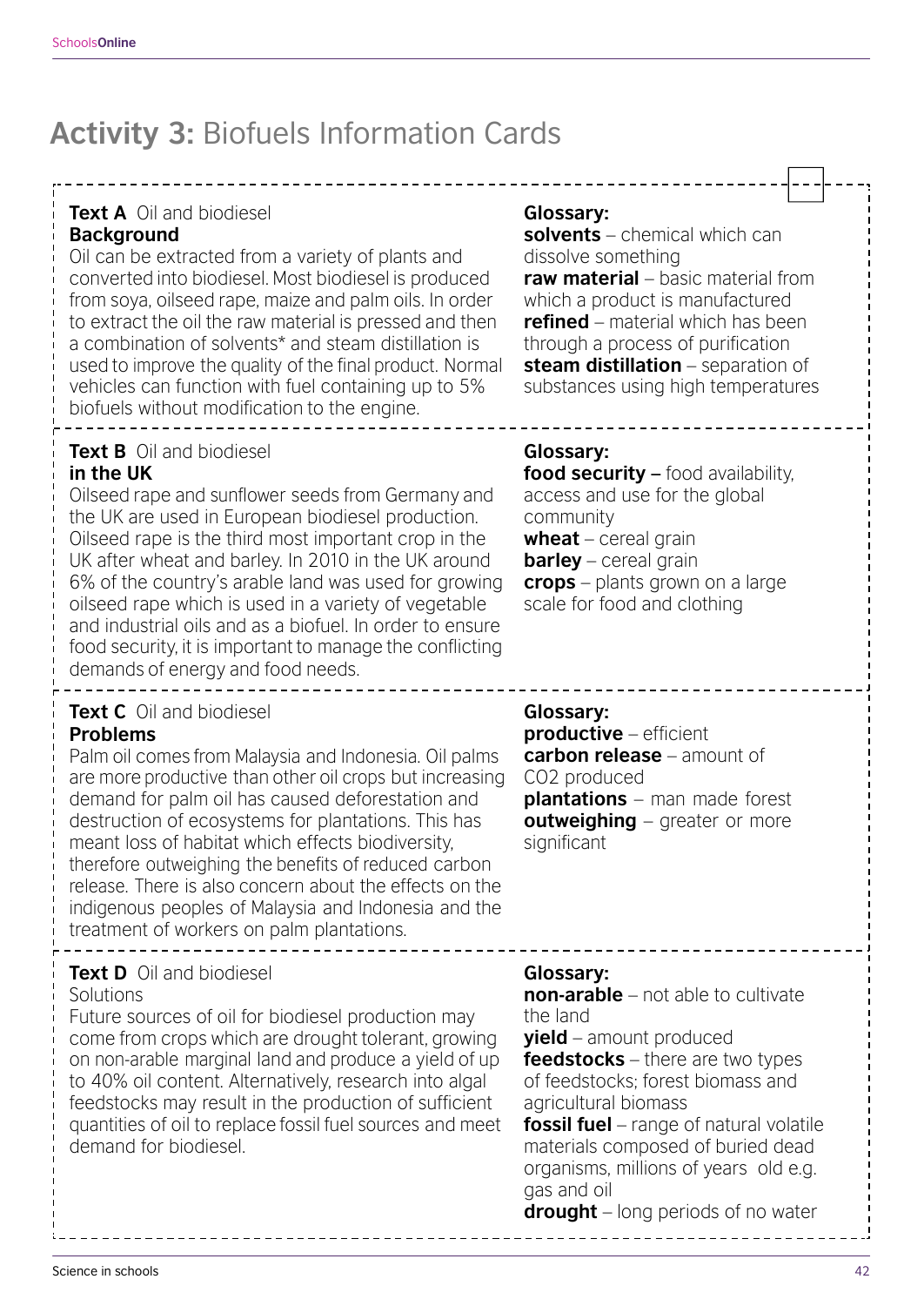# **Activity 3:** Biofuels Information Cards

**Text A** Oil and biodiesel
**Background**
Oil can be extracted from a variety of plants and converted into biodiesel. Most biodiesel is produced from soya, oilseed rape, maize and palm oils. In order to extract the oil the raw material is pressed and then a combination of solvents* and steam distillation is used to improve the quality of the final product. Normal vehicles can function with fuel containing up to 5% biofuels without modification to the engine.

**Glossary:**
**solvents** – chemical which can dissolve something
**raw material** – basic material from which a product is manufactured
**refined** – material which has been through a process of purification
**steam distillation** – separation of substances using high temperatures

**Text B** Oil and biodiesel
**in the UK**
Oilseed rape and sunflower seeds from Germany and the UK are used in European biodiesel production. Oilseed rape is the third most important crop in the UK after wheat and barley. In 2010 in the UK around 6% of the country's arable land was used for growing oilseed rape which is used in a variety of vegetable and industrial oils and as a biofuel. In order to ensure food security, it is important to manage the conflicting demands of energy and food needs.

**Glossary:**
**food security –** food availability, access and use for the global community
**wheat** – cereal grain
**barley** – cereal grain
**crops** – plants grown on a large scale for food and clothing

**Text C** Oil and biodiesel
**Problems**
Palm oil comes from Malaysia and Indonesia. Oil palms are more productive than other oil crops but increasing demand for palm oil has caused deforestation and destruction of ecosystems for plantations. This has meant loss of habitat which effects biodiversity, therefore outweighing the benefits of reduced carbon release. There is also concern about the effects on the indigenous peoples of Malaysia and Indonesia and the treatment of workers on palm plantations.

**Glossary:**
**productive** – efficient
**carbon release** – amount of $CO_2$ produced
**plantations** – man made forest
**outweighing** – greater or more significant

**Text D** Oil and biodiesel
Solutions
Future sources of oil for biodiesel production may come from crops which are drought tolerant, growing on non-arable marginal land and produce a yield of up to 40% oil content. Alternatively, research into algal feedstocks may result in the production of sufficient quantities of oil to replace fossil fuel sources and meet demand for biodiesel.

**Glossary:**
**non-arable** – not able to cultivate the land
**yield** – amount produced
**feedstocks** – there are two types of feedstocks; forest biomass and agricultural biomass
**fossil fuel** – range of natural volatile materials composed of buried dead organisms, millions of years old e.g. gas and oil
**drought** – long periods of no water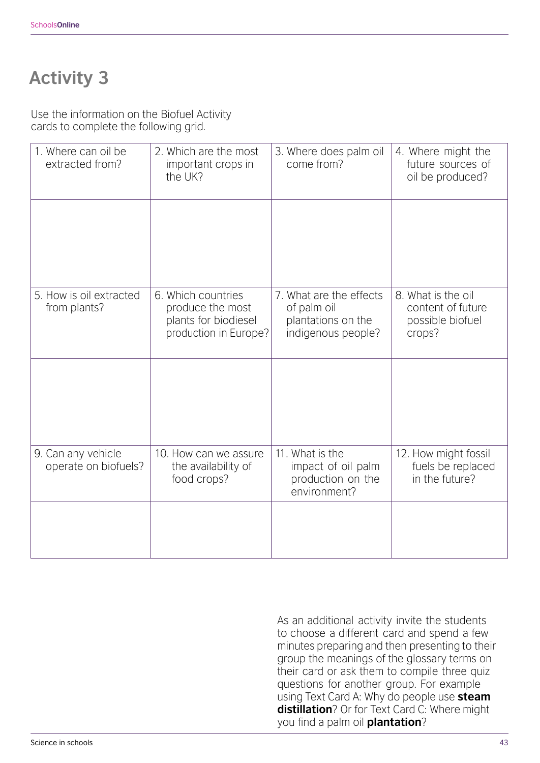# Activity 3

Use the information on the Biofuel Activity cards to complete the following grid.

| 1. Where can oil be extracted from? | 2. Which are the most important crops in the UK? | 3. Where does palm oil come from? | 4. Where might the future sources of oil be produced? |
|---|---|---|---|
| | | | |
| 5. How is oil extracted from plants? | 6. Which countries produce the most plants for biodiesel production in Europe? | 7. What are the effects of palm oil plantations on the indigenous people? | 8. What is the oil content of future possible biofuel crops? |
| | | | |
| 9. Can any vehicle operate on biofuels? | 10. How can we assure the availability of food crops? | 11. What is the impact of oil palm production on the environment? | 12. How might fossil fuels be replaced in the future? |
| | | | |

As an additional activity invite the students to choose a different card and spend a few minutes preparing and then presenting to their group the meanings of the glossary terms on their card or ask them to compile three quiz questions for another group. For example using Text Card A: Why do people use **steam distillation**? Or for Text Card C: Where might you find a palm oil **plantation**?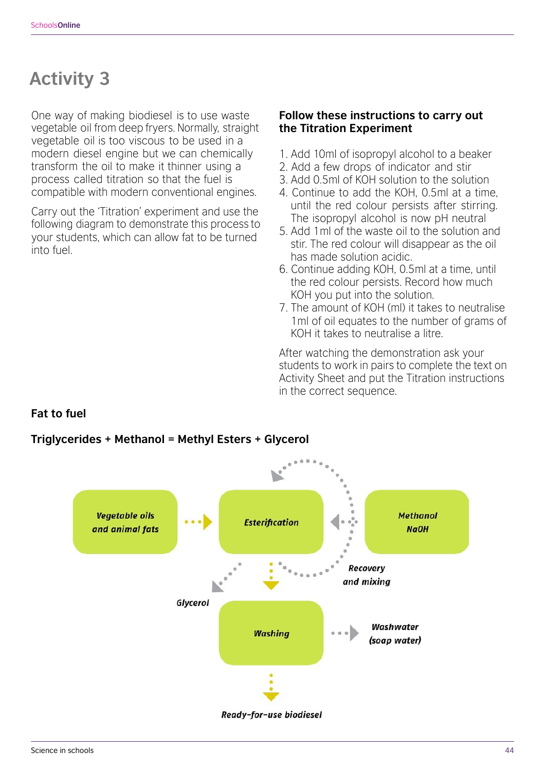# Activity 3

One way of making biodiesel is to use waste vegetable oil from deep fryers. Normally, straight vegetable oil is too viscous to be used in a modern diesel engine but we can chemically transform the oil to make it thinner using a process called titration so that the fuel is compatible with modern conventional engines.

Carry out the 'Titration' experiment and use the following diagram to demonstrate this process to your students, which can allow fat to be turned into fuel.

**Follow these instructions to carry out the Titration Experiment**

1. Add 10ml of isopropyl alcohol to a beaker
2. Add a few drops of indicator and stir
3. Add 0.5ml of KOH solution to the solution
4. Continue to add the KOH, 0.5ml at a time, until the red colour persists after stirring. The isopropyl alcohol is now pH neutral
5. Add 1ml of the waste oil to the solution and stir. The red colour will disappear as the oil has made solution acidic.
6. Continue adding KOH, 0.5ml at a time, until the red colour persists. Record how much KOH you put into the solution.
7. The amount of KOH (ml) it takes to neutralise 1ml of oil equates to the number of grams of KOH it takes to neutralise a litre.

After watching the demonstration ask your students to work in pairs to complete the text on Activity Sheet and put the Titration instructions in the correct sequence.

**Fat to fuel**

**Triglycerides + Methanol = Methyl Esters + Glycerol**

*Vegetable oils and animal fats* → *Esterification* ← *Methanol NaOH*

*Esterification* → *Glycerol*

*Esterification* → *Recovery and mixing* → *Esterification*

*Esterification* → *Washing* → *Washwater (soap water)*

*Washing* → *Ready-for-use biodiesel*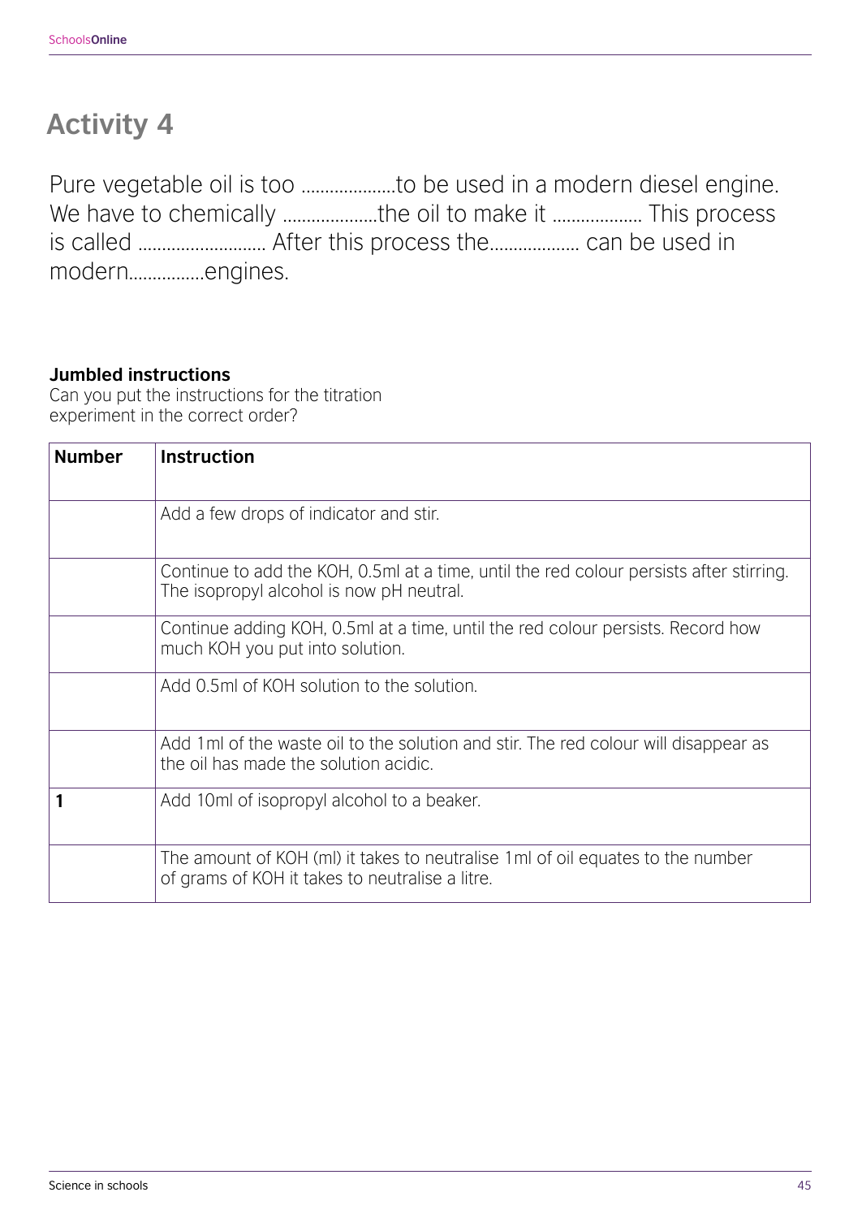# Activity 4

Pure vegetable oil is too ………………..to be used in a modern diesel engine. We have to chemically ………………..the oil to make it ………………. This process is called ……………………… After this process the………………. can be used in modern…………….engines.

**Jumbled instructions**

Can you put the instructions for the titration experiment in the correct order?

| Number | Instruction |
|---|---|
| | Add a few drops of indicator and stir. |
| | Continue to add the KOH, 0.5ml at a time, until the red colour persists after stirring. The isopropyl alcohol is now pH neutral. |
| | Continue adding KOH, 0.5ml at a time, until the red colour persists. Record how much KOH you put into solution. |
| | Add 0.5ml of KOH solution to the solution. |
| | Add 1ml of the waste oil to the solution and stir. The red colour will disappear as the oil has made the solution acidic. |
| **1** | Add 10ml of isopropyl alcohol to a beaker. |
| | The amount of KOH (ml) it takes to neutralise 1ml of oil equates to the number of grams of KOH it takes to neutralise a litre. |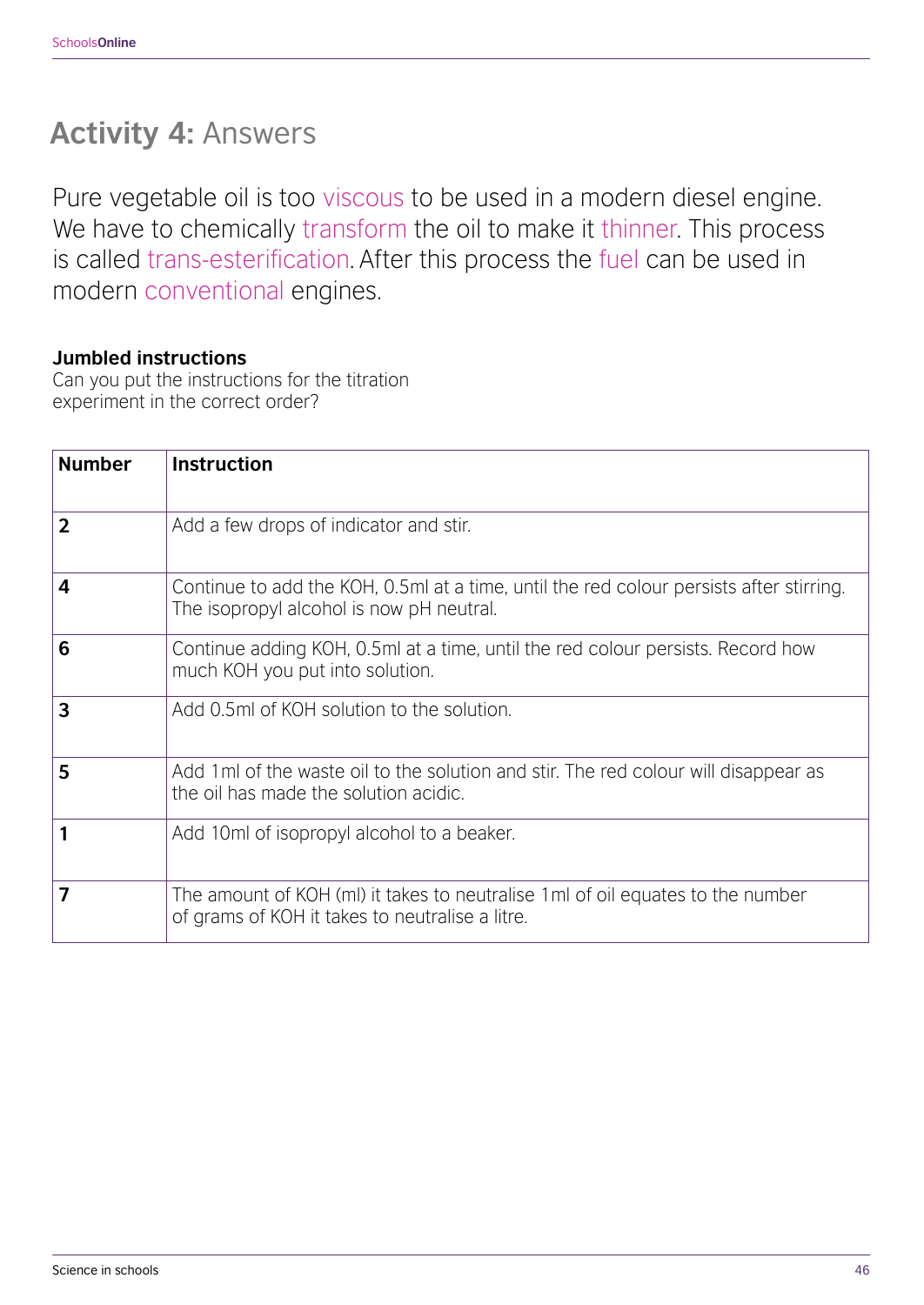# Activity 4: Answers

Pure vegetable oil is too viscous to be used in a modern diesel engine. We have to chemically transform the oil to make it thinner. This process is called trans-esterification. After this process the fuel can be used in modern conventional engines.

**Jumbled instructions**
Can you put the instructions for the titration experiment in the correct order?

| Number | Instruction |
|---|---|
| **2** | Add a few drops of indicator and stir. |
| **4** | Continue to add the KOH, 0.5ml at a time, until the red colour persists after stirring. The isopropyl alcohol is now pH neutral. |
| **6** | Continue adding KOH, 0.5ml at a time, until the red colour persists. Record how much KOH you put into solution. |
| **3** | Add 0.5ml of KOH solution to the solution. |
| **5** | Add 1ml of the waste oil to the solution and stir. The red colour will disappear as the oil has made the solution acidic. |
| **1** | Add 10ml of isopropyl alcohol to a beaker. |
| **7** | The amount of KOH (ml) it takes to neutralise 1ml of oil equates to the number of grams of KOH it takes to neutralise a litre. |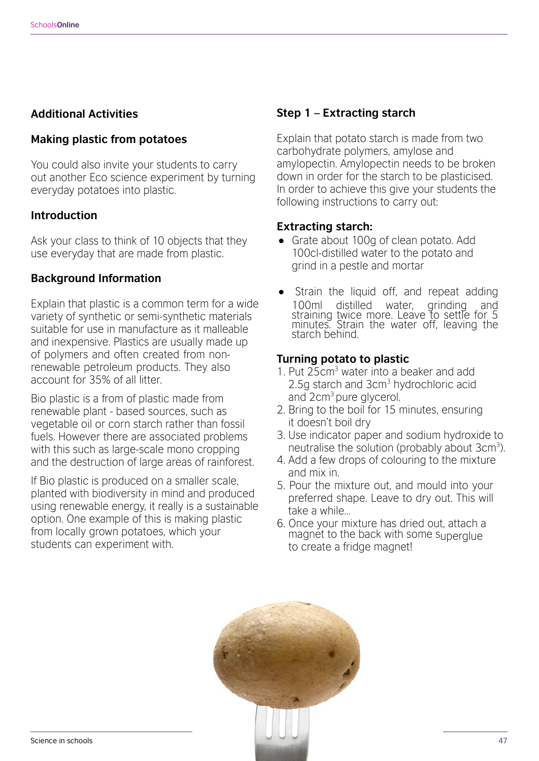## Additional Activities

### Making plastic from potatoes

You could also invite your students to carry out another Eco science experiment by turning everyday potatoes into plastic.

### Introduction

Ask your class to think of 10 objects that they use everyday that are made from plastic.

### Background Information

Explain that plastic is a common term for a wide variety of synthetic or semi-synthetic materials suitable for use in manufacture as it malleable and inexpensive. Plastics are usually made up of polymers and often created from non-renewable petroleum products. They also account for 35% of all litter.

Bio plastic is a from of plastic made from renewable plant - based sources, such as vegetable oil or corn starch rather than fossil fuels. However there are associated problems with this such as large-scale mono cropping and the destruction of large areas of rainforest.

If Bio plastic is produced on a smaller scale, planted with biodiversity in mind and produced using renewable energy, it really is a sustainable option. One example of this is making plastic from locally grown potatoes, which your students can experiment with.

### Step 1 – Extracting starch

Explain that potato starch is made from two carbohydrate polymers, amylose and amylopectin. Amylopectin needs to be broken down in order for the starch to be plasticised. In order to achieve this give your students the following instructions to carry out:

**Extracting starch:**

- Grate about 100g of clean potato. Add 100cl-distilled water to the potato and grind in a pestle and mortar
- Strain the liquid off, and repeat adding 100ml distilled water, grinding and straining twice more. Leave to settle for 5 minutes. Strain the water off, leaving the starch behind.

**Turning potato to plastic**

1. Put 25cm$^3$ water into a beaker and add 2.5g starch and 3cm$^3$ hydrochloric acid and 2cm$^3$ pure glycerol.
2. Bring to the boil for 15 minutes, ensuring it doesn't boil dry
3. Use indicator paper and sodium hydroxide to neutralise the solution (probably about 3cm$^3$).
4. Add a few drops of colouring to the mixture and mix in.
5. Pour the mixture out, and mould into your preferred shape. Leave to dry out. This will take a while...
6. Once your mixture has dried out, attach a magnet to the back with some superglue to create a fridge magnet!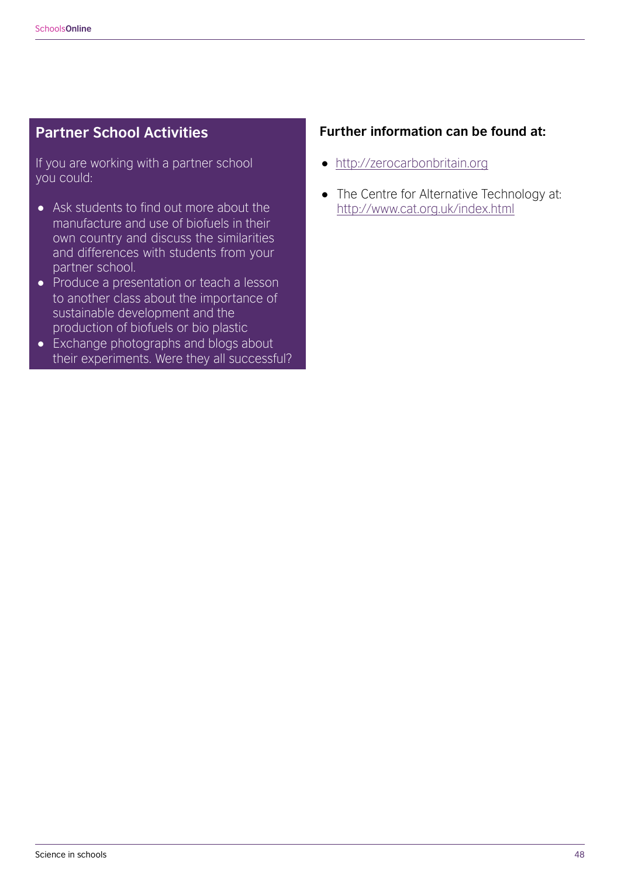## Partner School Activities

If you are working with a partner school you could:

- Ask students to find out more about the manufacture and use of biofuels in their own country and discuss the similarities and differences with students from your partner school.
- Produce a presentation or teach a lesson to another class about the importance of sustainable development and the production of biofuels or bio plastic
- Exchange photographs and blogs about their experiments. Were they all successful?

**Further information can be found at:**

- http://zerocarbonbritain.org
- The Centre for Alternative Technology at: http://www.cat.org.uk/index.html